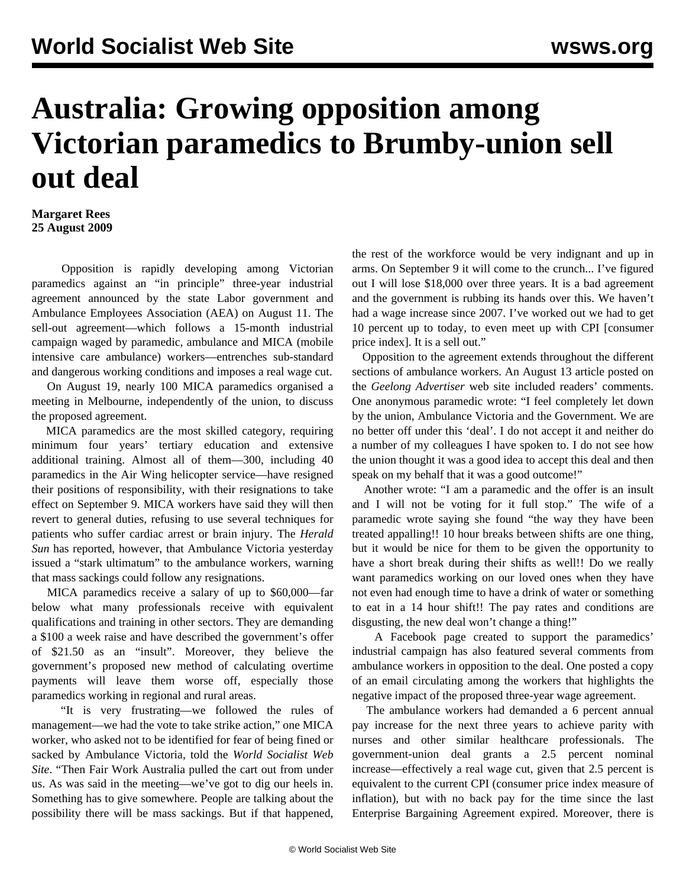# Australia: Growing opposition among Victorian paramedics to Brumby-union sell out deal

**Margaret Rees**
**25 August 2009**

Opposition is rapidly developing among Victorian paramedics against an "in principle" three-year industrial agreement announced by the state Labor government and Ambulance Employees Association (AEA) on August 11. The sell-out agreement—which follows a 15-month industrial campaign waged by paramedic, ambulance and MICA (mobile intensive care ambulance) workers—entrenches sub-standard and dangerous working conditions and imposes a real wage cut.

On August 19, nearly 100 MICA paramedics organised a meeting in Melbourne, independently of the union, to discuss the proposed agreement.

MICA paramedics are the most skilled category, requiring minimum four years' tertiary education and extensive additional training. Almost all of them—300, including 40 paramedics in the Air Wing helicopter service—have resigned their positions of responsibility, with their resignations to take effect on September 9. MICA workers have said they will then revert to general duties, refusing to use several techniques for patients who suffer cardiac arrest or brain injury. The *Herald Sun* has reported, however, that Ambulance Victoria yesterday issued a "stark ultimatum" to the ambulance workers, warning that mass sackings could follow any resignations.

MICA paramedics receive a salary of up to $60,000—far below what many professionals receive with equivalent qualifications and training in other sectors. They are demanding a $100 a week raise and have described the government's offer of $21.50 as an "insult". Moreover, they believe the government's proposed new method of calculating overtime payments will leave them worse off, especially those paramedics working in regional and rural areas.

"It is very frustrating—we followed the rules of management—we had the vote to take strike action," one MICA worker, who asked not to be identified for fear of being fined or sacked by Ambulance Victoria, told the *World Socialist Web Site*. "Then Fair Work Australia pulled the cart out from under us. As was said in the meeting—we've got to dig our heels in. Something has to give somewhere. People are talking about the possibility there will be mass sackings. But if that happened, the rest of the workforce would be very indignant and up in arms. On September 9 it will come to the crunch... I've figured out I will lose $18,000 over three years. It is a bad agreement and the government is rubbing its hands over this. We haven't had a wage increase since 2007. I've worked out we had to get 10 percent up to today, to even meet up with CPI [consumer price index]. It is a sell out."

Opposition to the agreement extends throughout the different sections of ambulance workers. An August 13 article posted on the *Geelong Advertiser* web site included readers' comments. One anonymous paramedic wrote: "I feel completely let down by the union, Ambulance Victoria and the Government. We are no better off under this 'deal'. I do not accept it and neither do a number of my colleagues I have spoken to. I do not see how the union thought it was a good idea to accept this deal and then speak on my behalf that it was a good outcome!"

Another wrote: "I am a paramedic and the offer is an insult and I will not be voting for it full stop." The wife of a paramedic wrote saying she found "the way they have been treated appalling!! 10 hour breaks between shifts are one thing, but it would be nice for them to be given the opportunity to have a short break during their shifts as well!! Do we really want paramedics working on our loved ones when they have not even had enough time to have a drink of water or something to eat in a 14 hour shift!! The pay rates and conditions are disgusting, the new deal won't change a thing!"

A Facebook page created to support the paramedics' industrial campaign has also featured several comments from ambulance workers in opposition to the deal. One posted a copy of an email circulating among the workers that highlights the negative impact of the proposed three-year wage agreement.

The ambulance workers had demanded a 6 percent annual pay increase for the next three years to achieve parity with nurses and other similar healthcare professionals. The government-union deal grants a 2.5 percent nominal increase—effectively a real wage cut, given that 2.5 percent is equivalent to the current CPI (consumer price index measure of inflation), but with no back pay for the time since the last Enterprise Bargaining Agreement expired. Moreover, there is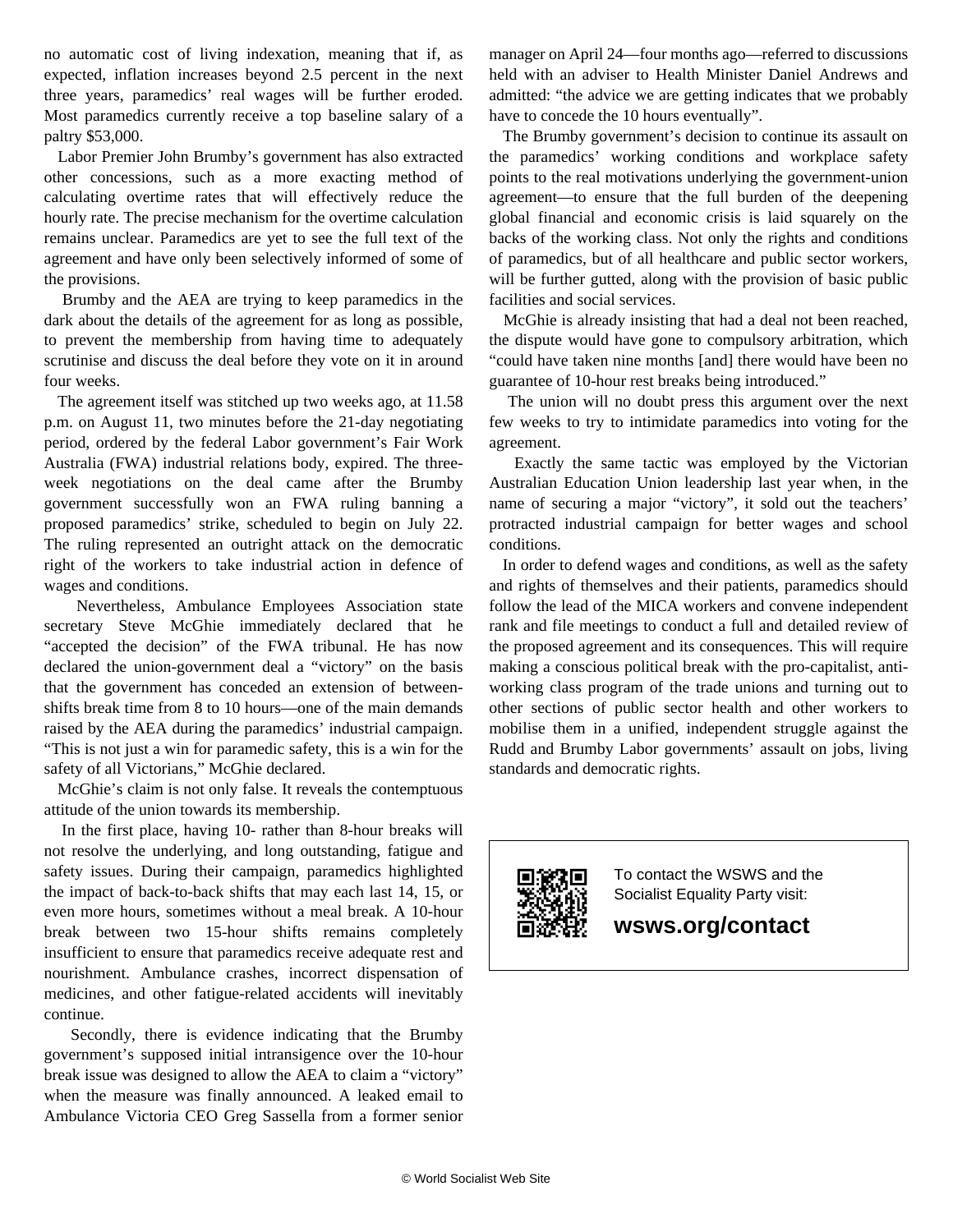no automatic cost of living indexation, meaning that if, as expected, inflation increases beyond 2.5 percent in the next three years, paramedics' real wages will be further eroded. Most paramedics currently receive a top baseline salary of a paltry $53,000.

Labor Premier John Brumby's government has also extracted other concessions, such as a more exacting method of calculating overtime rates that will effectively reduce the hourly rate. The precise mechanism for the overtime calculation remains unclear. Paramedics are yet to see the full text of the agreement and have only been selectively informed of some of the provisions.

Brumby and the AEA are trying to keep paramedics in the dark about the details of the agreement for as long as possible, to prevent the membership from having time to adequately scrutinise and discuss the deal before they vote on it in around four weeks.

The agreement itself was stitched up two weeks ago, at 11.58 p.m. on August 11, two minutes before the 21-day negotiating period, ordered by the federal Labor government's Fair Work Australia (FWA) industrial relations body, expired. The three-week negotiations on the deal came after the Brumby government successfully won an FWA ruling banning a proposed paramedics' strike, scheduled to begin on July 22. The ruling represented an outright attack on the democratic right of the workers to take industrial action in defence of wages and conditions.

Nevertheless, Ambulance Employees Association state secretary Steve McGhie immediately declared that he "accepted the decision" of the FWA tribunal. He has now declared the union-government deal a "victory" on the basis that the government has conceded an extension of between-shifts break time from 8 to 10 hours—one of the main demands raised by the AEA during the paramedics' industrial campaign. "This is not just a win for paramedic safety, this is a win for the safety of all Victorians," McGhie declared.

McGhie's claim is not only false. It reveals the contemptuous attitude of the union towards its membership.

In the first place, having 10- rather than 8-hour breaks will not resolve the underlying, and long outstanding, fatigue and safety issues. During their campaign, paramedics highlighted the impact of back-to-back shifts that may each last 14, 15, or even more hours, sometimes without a meal break. A 10-hour break between two 15-hour shifts remains completely insufficient to ensure that paramedics receive adequate rest and nourishment. Ambulance crashes, incorrect dispensation of medicines, and other fatigue-related accidents will inevitably continue.

Secondly, there is evidence indicating that the Brumby government's supposed initial intransigence over the 10-hour break issue was designed to allow the AEA to claim a "victory" when the measure was finally announced. A leaked email to Ambulance Victoria CEO Greg Sassella from a former senior manager on April 24—four months ago—referred to discussions held with an adviser to Health Minister Daniel Andrews and admitted: "the advice we are getting indicates that we probably have to concede the 10 hours eventually".

The Brumby government's decision to continue its assault on the paramedics' working conditions and workplace safety points to the real motivations underlying the government-union agreement—to ensure that the full burden of the deepening global financial and economic crisis is laid squarely on the backs of the working class. Not only the rights and conditions of paramedics, but of all healthcare and public sector workers, will be further gutted, along with the provision of basic public facilities and social services.

McGhie is already insisting that had a deal not been reached, the dispute would have gone to compulsory arbitration, which "could have taken nine months [and] there would have been no guarantee of 10-hour rest breaks being introduced."

The union will no doubt press this argument over the next few weeks to try to intimidate paramedics into voting for the agreement.

Exactly the same tactic was employed by the Victorian Australian Education Union leadership last year when, in the name of securing a major "victory", it sold out the teachers' protracted industrial campaign for better wages and school conditions.

In order to defend wages and conditions, as well as the safety and rights of themselves and their patients, paramedics should follow the lead of the MICA workers and convene independent rank and file meetings to conduct a full and detailed review of the proposed agreement and its consequences. This will require making a conscious political break with the pro-capitalist, anti-working class program of the trade unions and turning out to other sections of public sector health and other workers to mobilise them in a unified, independent struggle against the Rudd and Brumby Labor governments' assault on jobs, living standards and democratic rights.

To contact the WSWS and the Socialist Equality Party visit:

**wsws.org/contact**